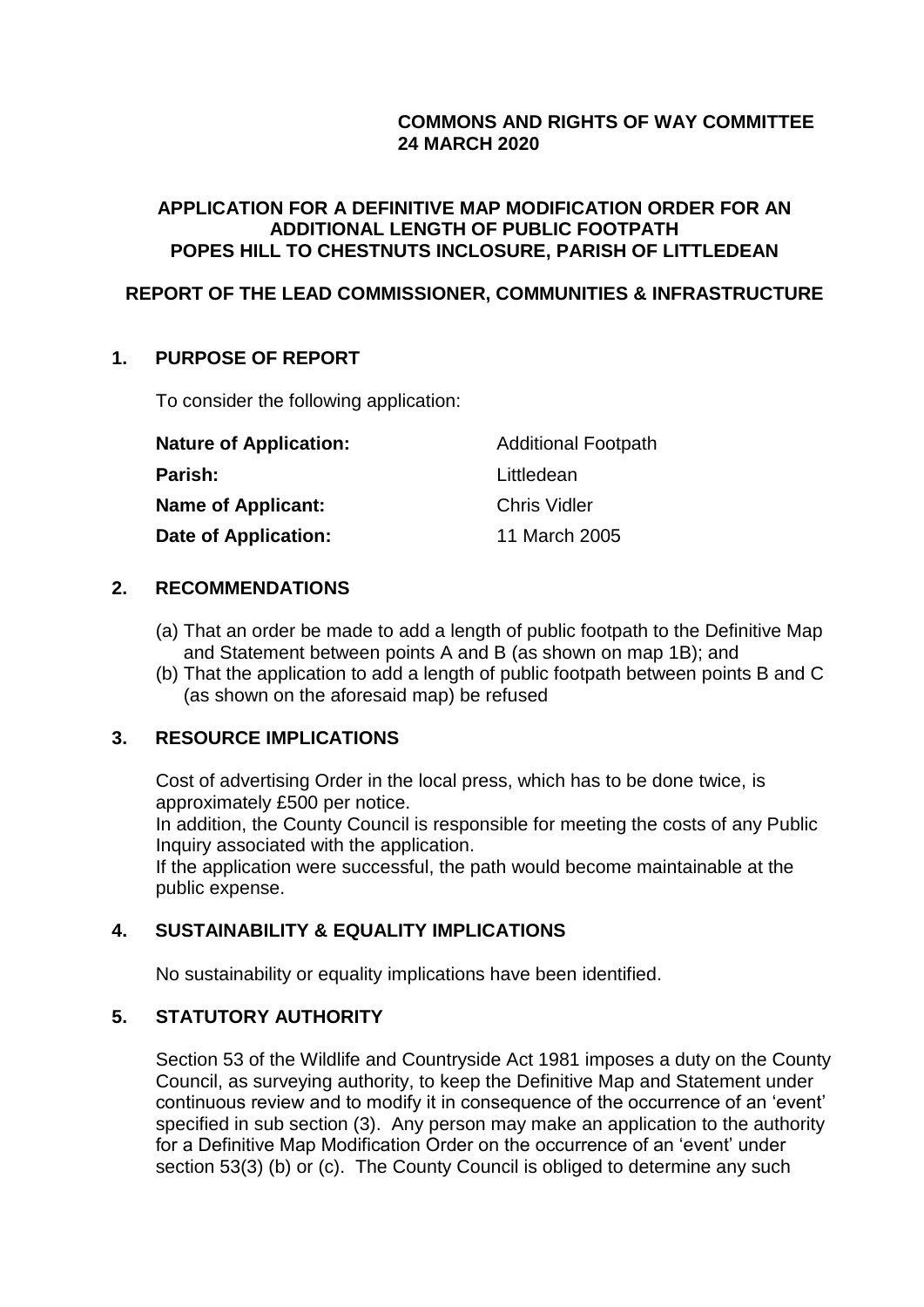**COMMONS AND RIGHTS OF WAY COMMITTEE**
**24 MARCH 2020**

# APPLICATION FOR A DEFINITIVE MAP MODIFICATION ORDER FOR AN ADDITIONAL LENGTH OF PUBLIC FOOTPATH POPES HILL TO CHESTNUTS INCLOSURE, PARISH OF LITTLEDEAN

## REPORT OF THE LEAD COMMISSIONER, COMMUNITIES & INFRASTRUCTURE

## 1. PURPOSE OF REPORT

To consider the following application:

| | |
|---|---|
| **Nature of Application:** | Additional Footpath |
| **Parish:** | Littledean |
| **Name of Applicant:** | Chris Vidler |
| **Date of Application:** | 11 March 2005 |

## 2. RECOMMENDATIONS

(a) That an order be made to add a length of public footpath to the Definitive Map and Statement between points A and B (as shown on map 1B); and

(b) That the application to add a length of public footpath between points B and C (as shown on the aforesaid map) be refused

## 3. RESOURCE IMPLICATIONS

Cost of advertising Order in the local press, which has to be done twice, is approximately £500 per notice.

In addition, the County Council is responsible for meeting the costs of any Public Inquiry associated with the application.

If the application were successful, the path would become maintainable at the public expense.

## 4. SUSTAINABILITY & EQUALITY IMPLICATIONS

No sustainability or equality implications have been identified.

## 5. STATUTORY AUTHORITY

Section 53 of the Wildlife and Countryside Act 1981 imposes a duty on the County Council, as surveying authority, to keep the Definitive Map and Statement under continuous review and to modify it in consequence of the occurrence of an 'event' specified in sub section (3). Any person may make an application to the authority for a Definitive Map Modification Order on the occurrence of an 'event' under section 53(3) (b) or (c). The County Council is obliged to determine any such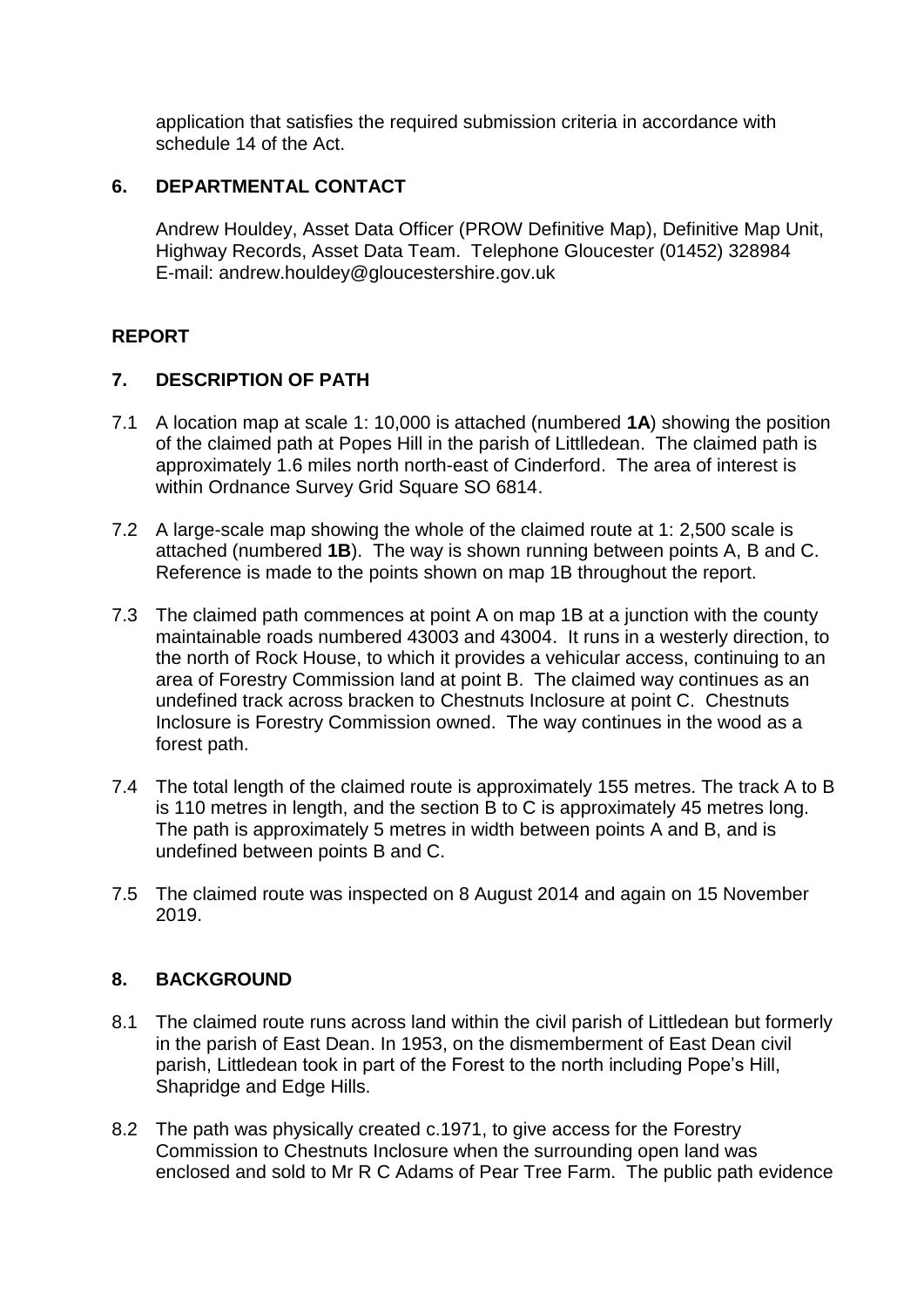application that satisfies the required submission criteria in accordance with schedule 14 of the Act.

## 6. DEPARTMENTAL CONTACT

Andrew Houldey, Asset Data Officer (PROW Definitive Map), Definitive Map Unit, Highway Records, Asset Data Team. Telephone Gloucester (01452) 328984 E-mail: andrew.houldey@gloucestershire.gov.uk

# REPORT

## 7. DESCRIPTION OF PATH

7.1 A location map at scale 1: 10,000 is attached (numbered **1A**) showing the position of the claimed path at Popes Hill in the parish of Littledean. The claimed path is approximately 1.6 miles north north-east of Cinderford. The area of interest is within Ordnance Survey Grid Square SO 6814.

7.2 A large-scale map showing the whole of the claimed route at 1: 2,500 scale is attached (numbered **1B**). The way is shown running between points A, B and C. Reference is made to the points shown on map 1B throughout the report.

7.3 The claimed path commences at point A on map 1B at a junction with the county maintainable roads numbered 43003 and 43004. It runs in a westerly direction, to the north of Rock House, to which it provides a vehicular access, continuing to an area of Forestry Commission land at point B. The claimed way continues as an undefined track across bracken to Chestnuts Inclosure at point C. Chestnuts Inclosure is Forestry Commission owned. The way continues in the wood as a forest path.

7.4 The total length of the claimed route is approximately 155 metres. The track A to B is 110 metres in length, and the section B to C is approximately 45 metres long. The path is approximately 5 metres in width between points A and B, and is undefined between points B and C.

7.5 The claimed route was inspected on 8 August 2014 and again on 15 November 2019.

## 8. BACKGROUND

8.1 The claimed route runs across land within the civil parish of Littledean but formerly in the parish of East Dean. In 1953, on the dismemberment of East Dean civil parish, Littledean took in part of the Forest to the north including Pope's Hill, Shapridge and Edge Hills.

8.2 The path was physically created c.1971, to give access for the Forestry Commission to Chestnuts Inclosure when the surrounding open land was enclosed and sold to Mr R C Adams of Pear Tree Farm. The public path evidence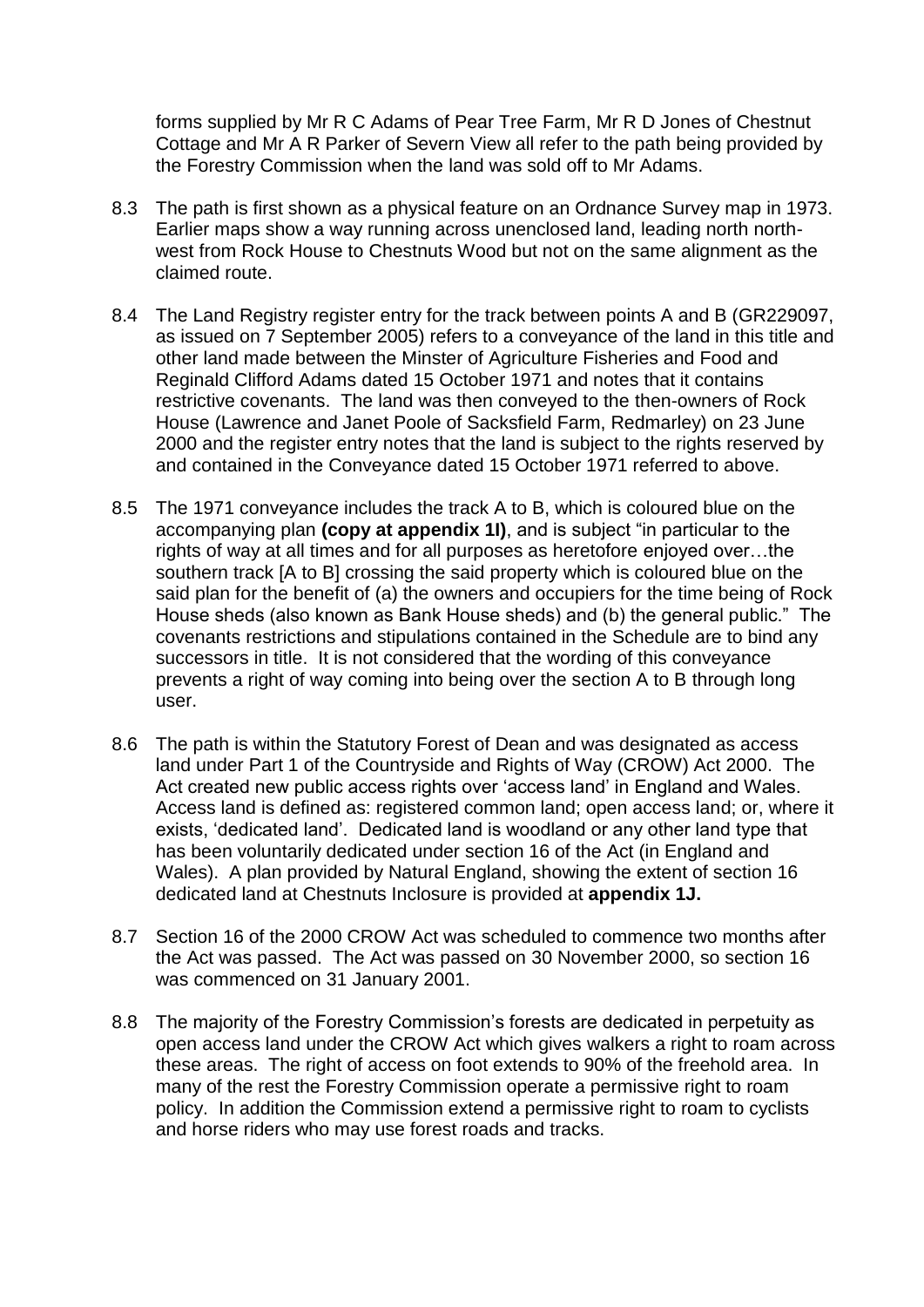forms supplied by Mr R C Adams of Pear Tree Farm, Mr R D Jones of Chestnut Cottage and Mr A R Parker of Severn View all refer to the path being provided by the Forestry Commission when the land was sold off to Mr Adams.

8.3 The path is first shown as a physical feature on an Ordnance Survey map in 1973. Earlier maps show a way running across unenclosed land, leading north north-west from Rock House to Chestnuts Wood but not on the same alignment as the claimed route.

8.4 The Land Registry register entry for the track between points A and B (GR229097, as issued on 7 September 2005) refers to a conveyance of the land in this title and other land made between the Minster of Agriculture Fisheries and Food and Reginald Clifford Adams dated 15 October 1971 and notes that it contains restrictive covenants. The land was then conveyed to the then-owners of Rock House (Lawrence and Janet Poole of Sacksfield Farm, Redmarley) on 23 June 2000 and the register entry notes that the land is subject to the rights reserved by and contained in the Conveyance dated 15 October 1971 referred to above.

8.5 The 1971 conveyance includes the track A to B, which is coloured blue on the accompanying plan **(copy at appendix 1I)**, and is subject "in particular to the rights of way at all times and for all purposes as heretofore enjoyed over…the southern track [A to B] crossing the said property which is coloured blue on the said plan for the benefit of (a) the owners and occupiers for the time being of Rock House sheds (also known as Bank House sheds) and (b) the general public." The covenants restrictions and stipulations contained in the Schedule are to bind any successors in title. It is not considered that the wording of this conveyance prevents a right of way coming into being over the section A to B through long user.

8.6 The path is within the Statutory Forest of Dean and was designated as access land under Part 1 of the Countryside and Rights of Way (CROW) Act 2000. The Act created new public access rights over 'access land' in England and Wales. Access land is defined as: registered common land; open access land; or, where it exists, 'dedicated land'. Dedicated land is woodland or any other land type that has been voluntarily dedicated under section 16 of the Act (in England and Wales). A plan provided by Natural England, showing the extent of section 16 dedicated land at Chestnuts Inclosure is provided at **appendix 1J.**

8.7 Section 16 of the 2000 CROW Act was scheduled to commence two months after the Act was passed. The Act was passed on 30 November 2000, so section 16 was commenced on 31 January 2001.

8.8 The majority of the Forestry Commission's forests are dedicated in perpetuity as open access land under the CROW Act which gives walkers a right to roam across these areas. The right of access on foot extends to 90% of the freehold area. In many of the rest the Forestry Commission operate a permissive right to roam policy. In addition the Commission extend a permissive right to roam to cyclists and horse riders who may use forest roads and tracks.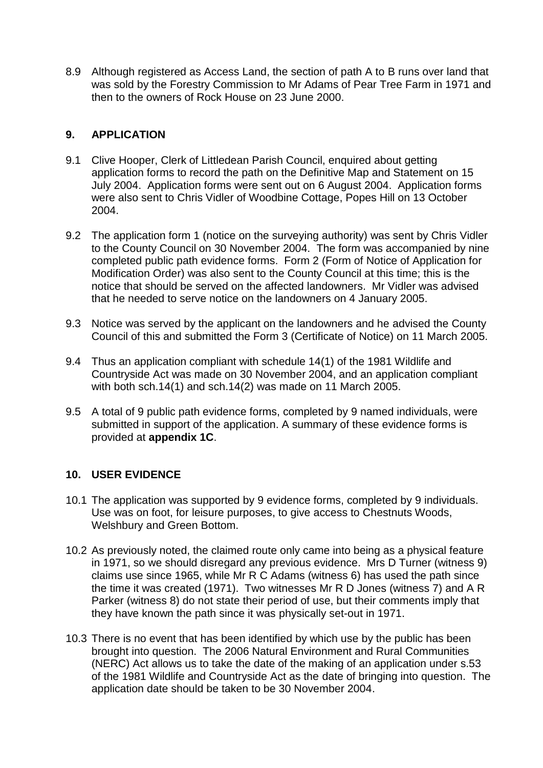8.9 Although registered as Access Land, the section of path A to B runs over land that was sold by the Forestry Commission to Mr Adams of Pear Tree Farm in 1971 and then to the owners of Rock House on 23 June 2000.

## 9. APPLICATION

9.1 Clive Hooper, Clerk of Littledean Parish Council, enquired about getting application forms to record the path on the Definitive Map and Statement on 15 July 2004. Application forms were sent out on 6 August 2004. Application forms were also sent to Chris Vidler of Woodbine Cottage, Popes Hill on 13 October 2004.

9.2 The application form 1 (notice on the surveying authority) was sent by Chris Vidler to the County Council on 30 November 2004. The form was accompanied by nine completed public path evidence forms. Form 2 (Form of Notice of Application for Modification Order) was also sent to the County Council at this time; this is the notice that should be served on the affected landowners. Mr Vidler was advised that he needed to serve notice on the landowners on 4 January 2005.

9.3 Notice was served by the applicant on the landowners and he advised the County Council of this and submitted the Form 3 (Certificate of Notice) on 11 March 2005.

9.4 Thus an application compliant with schedule 14(1) of the 1981 Wildlife and Countryside Act was made on 30 November 2004, and an application compliant with both sch.14(1) and sch.14(2) was made on 11 March 2005.

9.5 A total of 9 public path evidence forms, completed by 9 named individuals, were submitted in support of the application. A summary of these evidence forms is provided at **appendix 1C**.

## 10. USER EVIDENCE

10.1 The application was supported by 9 evidence forms, completed by 9 individuals. Use was on foot, for leisure purposes, to give access to Chestnuts Woods, Welshbury and Green Bottom.

10.2 As previously noted, the claimed route only came into being as a physical feature in 1971, so we should disregard any previous evidence. Mrs D Turner (witness 9) claims use since 1965, while Mr R C Adams (witness 6) has used the path since the time it was created (1971). Two witnesses Mr R D Jones (witness 7) and A R Parker (witness 8) do not state their period of use, but their comments imply that they have known the path since it was physically set-out in 1971.

10.3 There is no event that has been identified by which use by the public has been brought into question. The 2006 Natural Environment and Rural Communities (NERC) Act allows us to take the date of the making of an application under s.53 of the 1981 Wildlife and Countryside Act as the date of bringing into question. The application date should be taken to be 30 November 2004.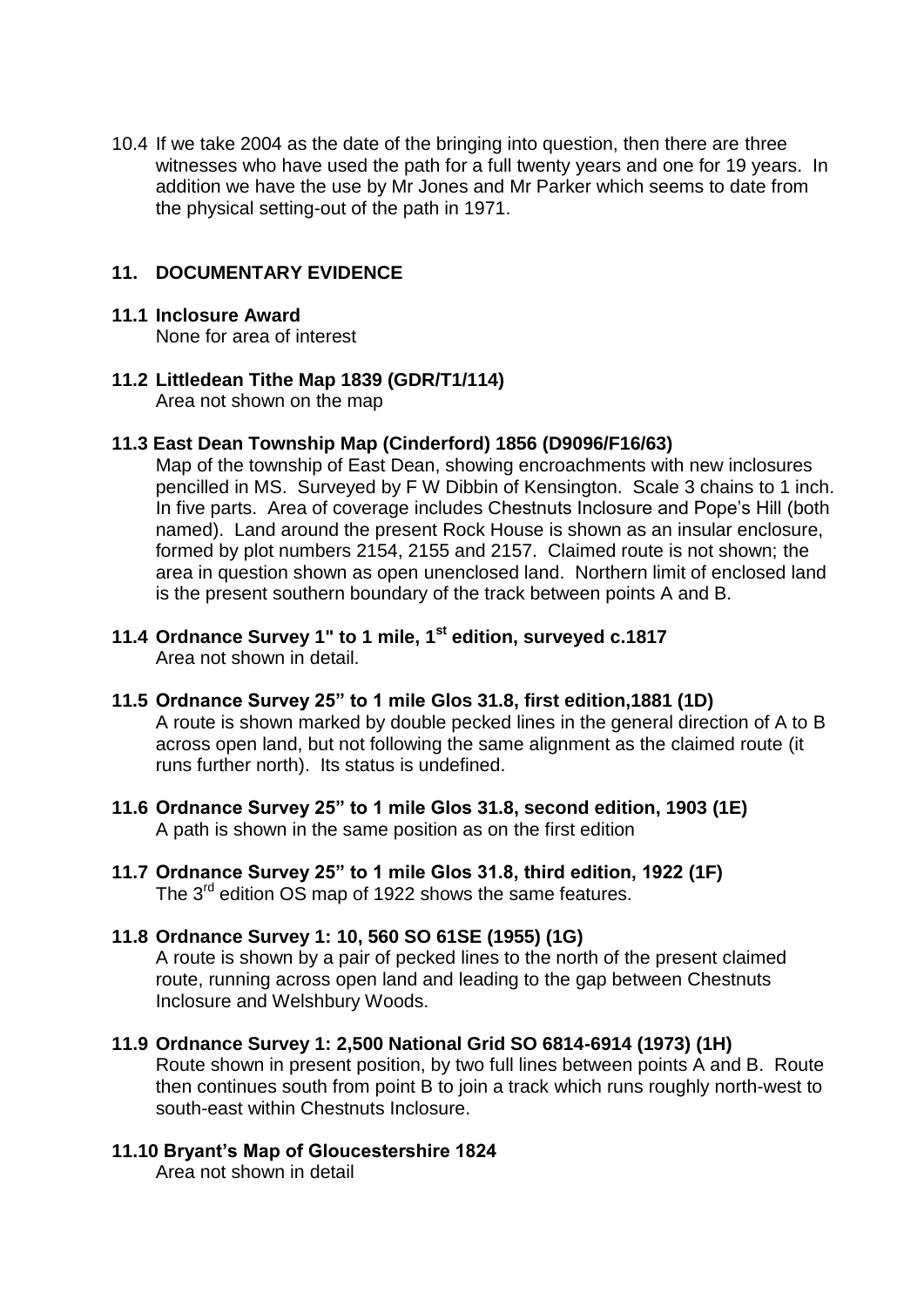10.4 If we take 2004 as the date of the bringing into question, then there are three witnesses who have used the path for a full twenty years and one for 19 years. In addition we have the use by Mr Jones and Mr Parker which seems to date from the physical setting-out of the path in 1971.

## 11. DOCUMENTARY EVIDENCE

**11.1 Inclosure Award**

None for area of interest

**11.2 Littledean Tithe Map 1839 (GDR/T1/114)**

Area not shown on the map

**11.3 East Dean Township Map (Cinderford) 1856 (D9096/F16/63)**

Map of the township of East Dean, showing encroachments with new inclosures pencilled in MS. Surveyed by F W Dibbin of Kensington. Scale 3 chains to 1 inch. In five parts. Area of coverage includes Chestnuts Inclosure and Pope's Hill (both named). Land around the present Rock House is shown as an insular enclosure, formed by plot numbers 2154, 2155 and 2157. Claimed route is not shown; the area in question shown as open unenclosed land. Northern limit of enclosed land is the present southern boundary of the track between points A and B.

**11.4 Ordnance Survey 1" to 1 mile, 1st edition, surveyed c.1817**

Area not shown in detail.

**11.5 Ordnance Survey 25" to 1 mile Glos 31.8, first edition,1881 (1D)**

A route is shown marked by double pecked lines in the general direction of A to B across open land, but not following the same alignment as the claimed route (it runs further north). Its status is undefined.

**11.6 Ordnance Survey 25" to 1 mile Glos 31.8, second edition, 1903 (1E)**

A path is shown in the same position as on the first edition

**11.7 Ordnance Survey 25" to 1 mile Glos 31.8, third edition, 1922 (1F)**

The 3rd edition OS map of 1922 shows the same features.

**11.8 Ordnance Survey 1: 10, 560 SO 61SE (1955) (1G)**

A route is shown by a pair of pecked lines to the north of the present claimed route, running across open land and leading to the gap between Chestnuts Inclosure and Welshbury Woods.

**11.9 Ordnance Survey 1: 2,500 National Grid SO 6814-6914 (1973) (1H)**

Route shown in present position, by two full lines between points A and B. Route then continues south from point B to join a track which runs roughly north-west to south-east within Chestnuts Inclosure.

**11.10 Bryant's Map of Gloucestershire 1824**

Area not shown in detail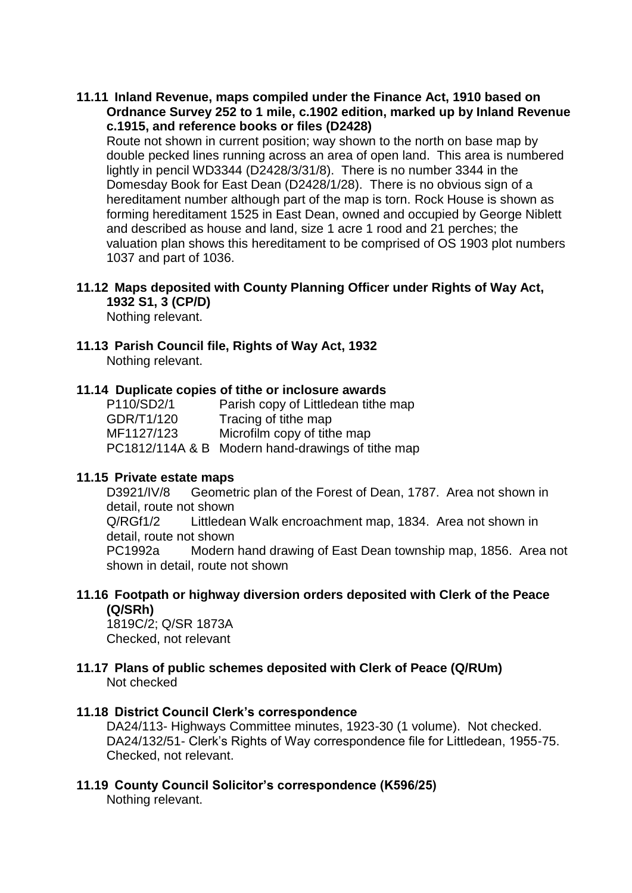### 11.11 Inland Revenue, maps compiled under the Finance Act, 1910 based on Ordnance Survey 25² to 1 mile, c.1902 edition, marked up by Inland Revenue c.1915, and reference books or files (D2428)

Route not shown in current position; way shown to the north on base map by double pecked lines running across an area of open land. This area is numbered lightly in pencil WD3344 (D2428/3/31/8). There is no number 3344 in the Domesday Book for East Dean (D2428/1/28). There is no obvious sign of a hereditament number although part of the map is torn. Rock House is shown as forming hereditament 1525 in East Dean, owned and occupied by George Niblett and described as house and land, size 1 acre 1 rood and 21 perches; the valuation plan shows this hereditament to be comprised of OS 1903 plot numbers 1037 and part of 1036.

### 11.12 Maps deposited with County Planning Officer under Rights of Way Act, 1932 S1, 3 (CP/D)

Nothing relevant.

### 11.13 Parish Council file, Rights of Way Act, 1932

Nothing relevant.

### 11.14 Duplicate copies of tithe or inclosure awards

| | |
|---|---|
| P110/SD2/1 | Parish copy of Littledean tithe map |
| GDR/T1/120 | Tracing of tithe map |
| MF1127/123 | Microfilm copy of tithe map |
| PC1812/114A & B | Modern hand-drawings of tithe map |

### 11.15 Private estate maps

D3921/IV/8 Geometric plan of the Forest of Dean, 1787. Area not shown in detail, route not shown

Q/RGf1/2 Littledean Walk encroachment map, 1834. Area not shown in detail, route not shown

PC1992a Modern hand drawing of East Dean township map, 1856. Area not shown in detail, route not shown

### 11.16 Footpath or highway diversion orders deposited with Clerk of the Peace (Q/SRh)

1819C/2; Q/SR 1873A

Checked, not relevant

### 11.17 Plans of public schemes deposited with Clerk of Peace (Q/RUm)

Not checked

### 11.18 District Council Clerk's correspondence

DA24/113- Highways Committee minutes, 1923-30 (1 volume). Not checked.

DA24/132/51- Clerk's Rights of Way correspondence file for Littledean, 1955-75. Checked, not relevant.

### 11.19 County Council Solicitor's correspondence (K596/25)

Nothing relevant.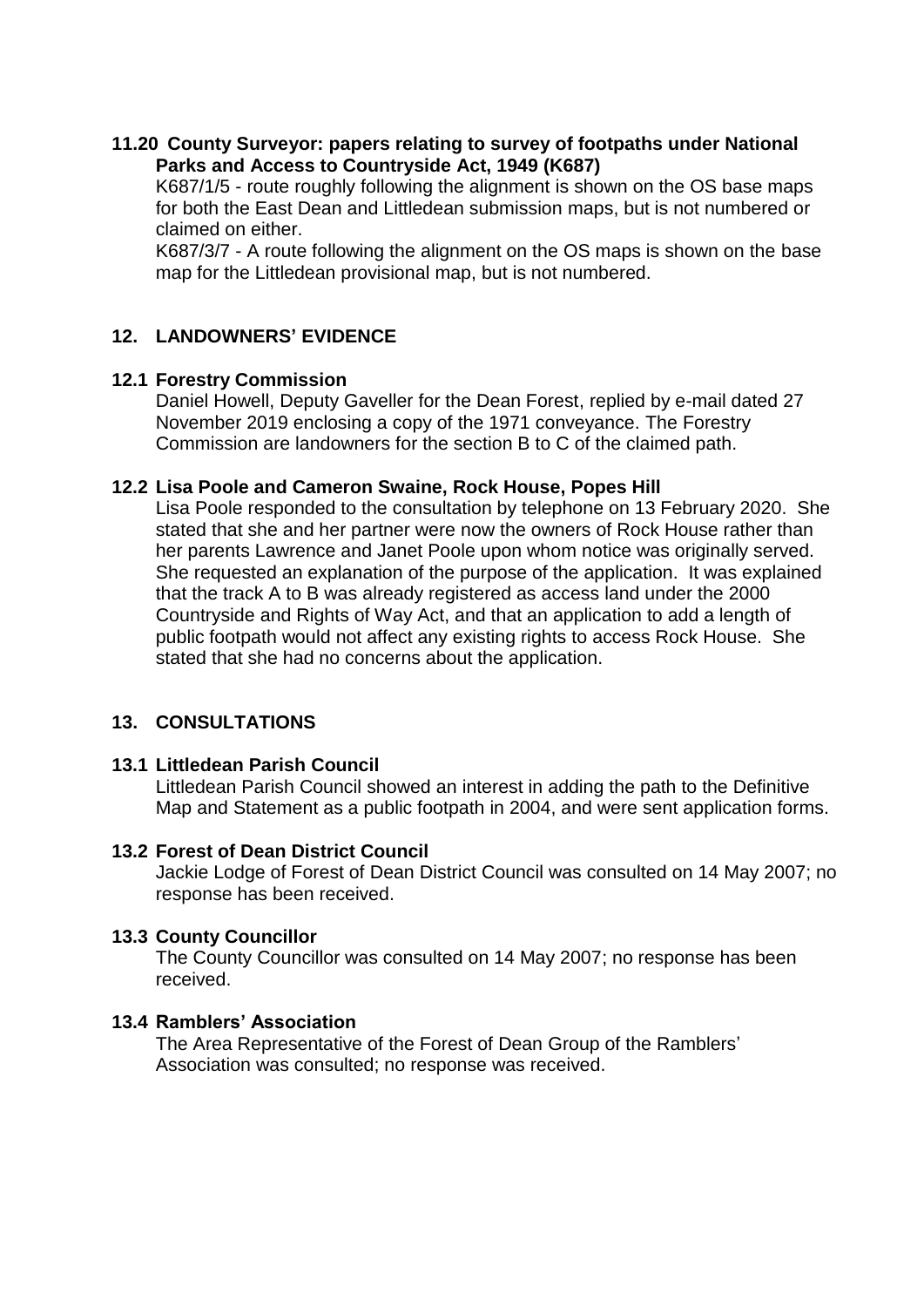### 11.20 County Surveyor: papers relating to survey of footpaths under National Parks and Access to Countryside Act, 1949 (K687)

K687/1/5 - route roughly following the alignment is shown on the OS base maps for both the East Dean and Littledean submission maps, but is not numbered or claimed on either.

K687/3/7 - A route following the alignment on the OS maps is shown on the base map for the Littledean provisional map, but is not numbered.

## 12. LANDOWNERS' EVIDENCE

### 12.1 Forestry Commission

Daniel Howell, Deputy Gaveller for the Dean Forest, replied by e-mail dated 27 November 2019 enclosing a copy of the 1971 conveyance. The Forestry Commission are landowners for the section B to C of the claimed path.

### 12.2 Lisa Poole and Cameron Swaine, Rock House, Popes Hill

Lisa Poole responded to the consultation by telephone on 13 February 2020. She stated that she and her partner were now the owners of Rock House rather than her parents Lawrence and Janet Poole upon whom notice was originally served. She requested an explanation of the purpose of the application. It was explained that the track A to B was already registered as access land under the 2000 Countryside and Rights of Way Act, and that an application to add a length of public footpath would not affect any existing rights to access Rock House. She stated that she had no concerns about the application.

## 13. CONSULTATIONS

### 13.1 Littledean Parish Council

Littledean Parish Council showed an interest in adding the path to the Definitive Map and Statement as a public footpath in 2004, and were sent application forms.

### 13.2 Forest of Dean District Council

Jackie Lodge of Forest of Dean District Council was consulted on 14 May 2007; no response has been received.

### 13.3 County Councillor

The County Councillor was consulted on 14 May 2007; no response has been received.

### 13.4 Ramblers' Association

The Area Representative of the Forest of Dean Group of the Ramblers' Association was consulted; no response was received.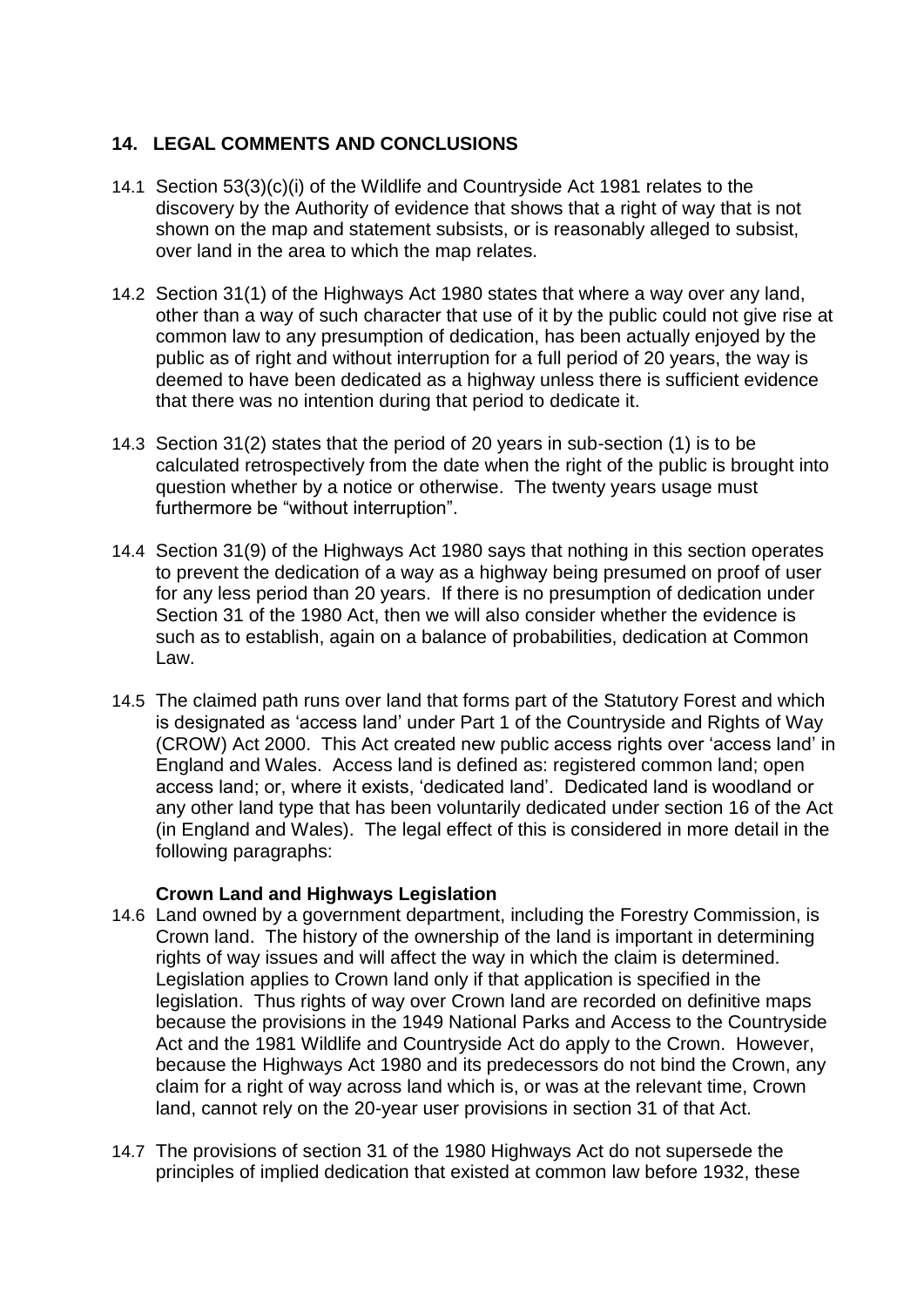## 14. LEGAL COMMENTS AND CONCLUSIONS

14.1 Section 53(3)(c)(i) of the Wildlife and Countryside Act 1981 relates to the discovery by the Authority of evidence that shows that a right of way that is not shown on the map and statement subsists, or is reasonably alleged to subsist, over land in the area to which the map relates.

14.2 Section 31(1) of the Highways Act 1980 states that where a way over any land, other than a way of such character that use of it by the public could not give rise at common law to any presumption of dedication, has been actually enjoyed by the public as of right and without interruption for a full period of 20 years, the way is deemed to have been dedicated as a highway unless there is sufficient evidence that there was no intention during that period to dedicate it.

14.3 Section 31(2) states that the period of 20 years in sub-section (1) is to be calculated retrospectively from the date when the right of the public is brought into question whether by a notice or otherwise. The twenty years usage must furthermore be "without interruption".

14.4 Section 31(9) of the Highways Act 1980 says that nothing in this section operates to prevent the dedication of a way as a highway being presumed on proof of user for any less period than 20 years. If there is no presumption of dedication under Section 31 of the 1980 Act, then we will also consider whether the evidence is such as to establish, again on a balance of probabilities, dedication at Common Law.

14.5 The claimed path runs over land that forms part of the Statutory Forest and which is designated as 'access land' under Part 1 of the Countryside and Rights of Way (CROW) Act 2000. This Act created new public access rights over 'access land' in England and Wales. Access land is defined as: registered common land; open access land; or, where it exists, 'dedicated land'. Dedicated land is woodland or any other land type that has been voluntarily dedicated under section 16 of the Act (in England and Wales). The legal effect of this is considered in more detail in the following paragraphs:

**Crown Land and Highways Legislation**

14.6 Land owned by a government department, including the Forestry Commission, is Crown land. The history of the ownership of the land is important in determining rights of way issues and will affect the way in which the claim is determined. Legislation applies to Crown land only if that application is specified in the legislation. Thus rights of way over Crown land are recorded on definitive maps because the provisions in the 1949 National Parks and Access to the Countryside Act and the 1981 Wildlife and Countryside Act do apply to the Crown. However, because the Highways Act 1980 and its predecessors do not bind the Crown, any claim for a right of way across land which is, or was at the relevant time, Crown land, cannot rely on the 20-year user provisions in section 31 of that Act.

14.7 The provisions of section 31 of the 1980 Highways Act do not supersede the principles of implied dedication that existed at common law before 1932, these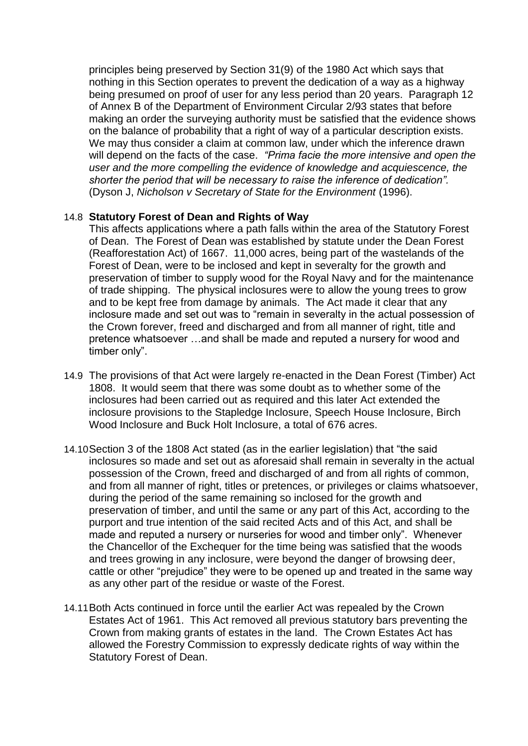principles being preserved by Section 31(9) of the 1980 Act which says that nothing in this Section operates to prevent the dedication of a way as a highway being presumed on proof of user for any less period than 20 years. Paragraph 12 of Annex B of the Department of Environment Circular 2/93 states that before making an order the surveying authority must be satisfied that the evidence shows on the balance of probability that a right of way of a particular description exists. We may thus consider a claim at common law, under which the inference drawn will depend on the facts of the case. *"Prima facie the more intensive and open the user and the more compelling the evidence of knowledge and acquiescence, the shorter the period that will be necessary to raise the inference of dedication".* (Dyson J, *Nicholson v Secretary of State for the Environment* (1996).

14.8 **Statutory Forest of Dean and Rights of Way**

This affects applications where a path falls within the area of the Statutory Forest of Dean. The Forest of Dean was established by statute under the Dean Forest (Reafforestation Act) of 1667. 11,000 acres, being part of the wastelands of the Forest of Dean, were to be inclosed and kept in severalty for the growth and preservation of timber to supply wood for the Royal Navy and for the maintenance of trade shipping. The physical inclosures were to allow the young trees to grow and to be kept free from damage by animals. The Act made it clear that any inclosure made and set out was to "remain in severalty in the actual possession of the Crown forever, freed and discharged and from all manner of right, title and pretence whatsoever …and shall be made and reputed a nursery for wood and timber only".

14.9 The provisions of that Act were largely re-enacted in the Dean Forest (Timber) Act 1808. It would seem that there was some doubt as to whether some of the inclosures had been carried out as required and this later Act extended the inclosure provisions to the Stapledge Inclosure, Speech House Inclosure, Birch Wood Inclosure and Buck Holt Inclosure, a total of 676 acres.

14.10 Section 3 of the 1808 Act stated (as in the earlier legislation) that "the said inclosures so made and set out as aforesaid shall remain in severalty in the actual possession of the Crown, freed and discharged of and from all rights of common, and from all manner of right, titles or pretences, or privileges or claims whatsoever, during the period of the same remaining so inclosed for the growth and preservation of timber, and until the same or any part of this Act, according to the purport and true intention of the said recited Acts and of this Act, and shall be made and reputed a nursery or nurseries for wood and timber only". Whenever the Chancellor of the Exchequer for the time being was satisfied that the woods and trees growing in any inclosure, were beyond the danger of browsing deer, cattle or other "prejudice" they were to be opened up and treated in the same way as any other part of the residue or waste of the Forest.

14.11 Both Acts continued in force until the earlier Act was repealed by the Crown Estates Act of 1961. This Act removed all previous statutory bars preventing the Crown from making grants of estates in the land. The Crown Estates Act has allowed the Forestry Commission to expressly dedicate rights of way within the Statutory Forest of Dean.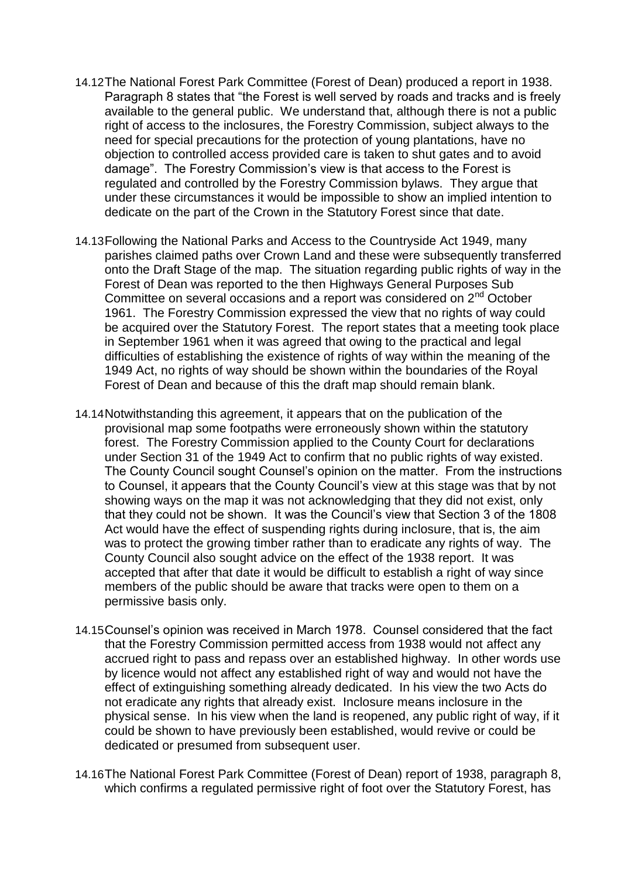14.12 The National Forest Park Committee (Forest of Dean) produced a report in 1938. Paragraph 8 states that "the Forest is well served by roads and tracks and is freely available to the general public. We understand that, although there is not a public right of access to the inclosures, the Forestry Commission, subject always to the need for special precautions for the protection of young plantations, have no objection to controlled access provided care is taken to shut gates and to avoid damage". The Forestry Commission's view is that access to the Forest is regulated and controlled by the Forestry Commission bylaws. They argue that under these circumstances it would be impossible to show an implied intention to dedicate on the part of the Crown in the Statutory Forest since that date.

14.13 Following the National Parks and Access to the Countryside Act 1949, many parishes claimed paths over Crown Land and these were subsequently transferred onto the Draft Stage of the map. The situation regarding public rights of way in the Forest of Dean was reported to the then Highways General Purposes Sub Committee on several occasions and a report was considered on 2nd October 1961. The Forestry Commission expressed the view that no rights of way could be acquired over the Statutory Forest. The report states that a meeting took place in September 1961 when it was agreed that owing to the practical and legal difficulties of establishing the existence of rights of way within the meaning of the 1949 Act, no rights of way should be shown within the boundaries of the Royal Forest of Dean and because of this the draft map should remain blank.

14.14 Notwithstanding this agreement, it appears that on the publication of the provisional map some footpaths were erroneously shown within the statutory forest. The Forestry Commission applied to the County Court for declarations under Section 31 of the 1949 Act to confirm that no public rights of way existed. The County Council sought Counsel's opinion on the matter. From the instructions to Counsel, it appears that the County Council's view at this stage was that by not showing ways on the map it was not acknowledging that they did not exist, only that they could not be shown. It was the Council's view that Section 3 of the 1808 Act would have the effect of suspending rights during inclosure, that is, the aim was to protect the growing timber rather than to eradicate any rights of way. The County Council also sought advice on the effect of the 1938 report. It was accepted that after that date it would be difficult to establish a right of way since members of the public should be aware that tracks were open to them on a permissive basis only.

14.15 Counsel's opinion was received in March 1978. Counsel considered that the fact that the Forestry Commission permitted access from 1938 would not affect any accrued right to pass and repass over an established highway. In other words use by licence would not affect any established right of way and would not have the effect of extinguishing something already dedicated. In his view the two Acts do not eradicate any rights that already exist. Inclosure means inclosure in the physical sense. In his view when the land is reopened, any public right of way, if it could be shown to have previously been established, would revive or could be dedicated or presumed from subsequent user.

14.16 The National Forest Park Committee (Forest of Dean) report of 1938, paragraph 8, which confirms a regulated permissive right of foot over the Statutory Forest, has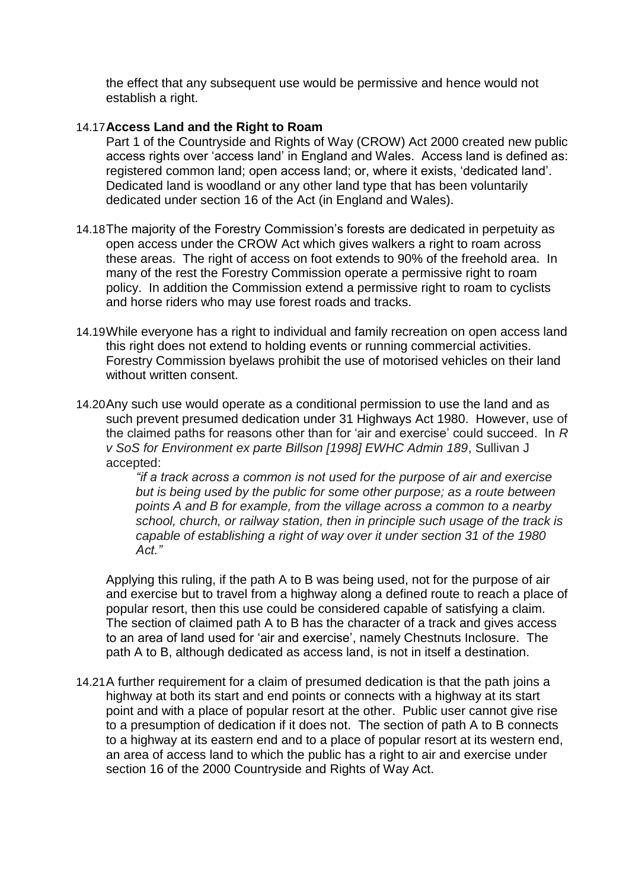the effect that any subsequent use would be permissive and hence would not establish a right.

14.17 **Access Land and the Right to Roam**

Part 1 of the Countryside and Rights of Way (CROW) Act 2000 created new public access rights over 'access land' in England and Wales. Access land is defined as: registered common land; open access land; or, where it exists, 'dedicated land'. Dedicated land is woodland or any other land type that has been voluntarily dedicated under section 16 of the Act (in England and Wales).

14.18 The majority of the Forestry Commission's forests are dedicated in perpetuity as open access under the CROW Act which gives walkers a right to roam across these areas. The right of access on foot extends to 90% of the freehold area. In many of the rest the Forestry Commission operate a permissive right to roam policy. In addition the Commission extend a permissive right to roam to cyclists and horse riders who may use forest roads and tracks.

14.19 While everyone has a right to individual and family recreation on open access land this right does not extend to holding events or running commercial activities. Forestry Commission byelaws prohibit the use of motorised vehicles on their land without written consent.

14.20 Any such use would operate as a conditional permission to use the land and as such prevent presumed dedication under 31 Highways Act 1980. However, use of the claimed paths for reasons other than for 'air and exercise' could succeed. In *R v SoS for Environment ex parte Billson [1998] EWHC Admin 189*, Sullivan J accepted:

> *"if a track across a common is not used for the purpose of air and exercise but is being used by the public for some other purpose; as a route between points A and B for example, from the village across a common to a nearby school, church, or railway station, then in principle such usage of the track is capable of establishing a right of way over it under section 31 of the 1980 Act."*

Applying this ruling, if the path A to B was being used, not for the purpose of air and exercise but to travel from a highway along a defined route to reach a place of popular resort, then this use could be considered capable of satisfying a claim. The section of claimed path A to B has the character of a track and gives access to an area of land used for 'air and exercise', namely Chestnuts Inclosure. The path A to B, although dedicated as access land, is not in itself a destination.

14.21 A further requirement for a claim of presumed dedication is that the path joins a highway at both its start and end points or connects with a highway at its start point and with a place of popular resort at the other. Public user cannot give rise to a presumption of dedication if it does not. The section of path A to B connects to a highway at its eastern end and to a place of popular resort at its western end, an area of access land to which the public has a right to air and exercise under section 16 of the 2000 Countryside and Rights of Way Act.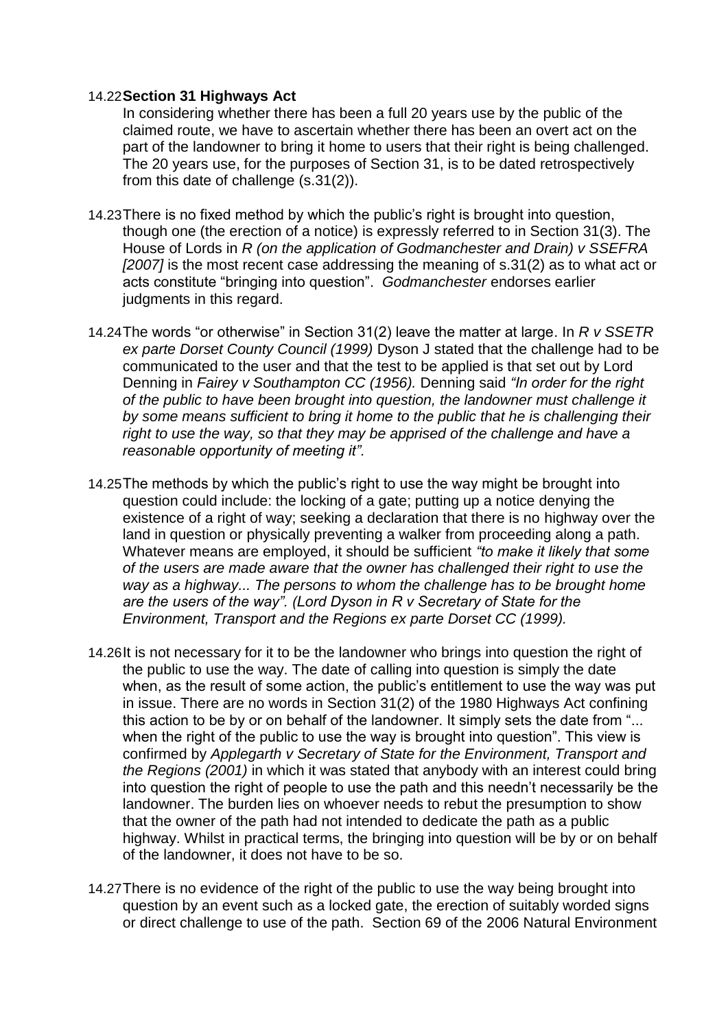14.22 **Section 31 Highways Act**

In considering whether there has been a full 20 years use by the public of the claimed route, we have to ascertain whether there has been an overt act on the part of the landowner to bring it home to users that their right is being challenged. The 20 years use, for the purposes of Section 31, is to be dated retrospectively from this date of challenge (s.31(2)).

14.23 There is no fixed method by which the public's right is brought into question, though one (the erection of a notice) is expressly referred to in Section 31(3). The House of Lords in *R (on the application of Godmanchester and Drain) v SSEFRA [2007]* is the most recent case addressing the meaning of s.31(2) as to what act or acts constitute "bringing into question". *Godmanchester* endorses earlier judgments in this regard.

14.24 The words "or otherwise" in Section 31(2) leave the matter at large. In *R v SSETR ex parte Dorset County Council (1999)* Dyson J stated that the challenge had to be communicated to the user and that the test to be applied is that set out by Lord Denning in *Fairey v Southampton CC (1956).* Denning said *"In order for the right of the public to have been brought into question, the landowner must challenge it by some means sufficient to bring it home to the public that he is challenging their right to use the way, so that they may be apprised of the challenge and have a reasonable opportunity of meeting it".*

14.25 The methods by which the public's right to use the way might be brought into question could include: the locking of a gate; putting up a notice denying the existence of a right of way; seeking a declaration that there is no highway over the land in question or physically preventing a walker from proceeding along a path. Whatever means are employed, it should be sufficient *"to make it likely that some of the users are made aware that the owner has challenged their right to use the way as a highway... The persons to whom the challenge has to be brought home are the users of the way". (Lord Dyson in R v Secretary of State for the Environment, Transport and the Regions ex parte Dorset CC (1999).*

14.26 It is not necessary for it to be the landowner who brings into question the right of the public to use the way. The date of calling into question is simply the date when, as the result of some action, the public's entitlement to use the way was put in issue. There are no words in Section 31(2) of the 1980 Highways Act confining this action to be by or on behalf of the landowner. It simply sets the date from "... when the right of the public to use the way is brought into question". This view is confirmed by *Applegarth v Secretary of State for the Environment, Transport and the Regions (2001)* in which it was stated that anybody with an interest could bring into question the right of people to use the path and this needn't necessarily be the landowner. The burden lies on whoever needs to rebut the presumption to show that the owner of the path had not intended to dedicate the path as a public highway. Whilst in practical terms, the bringing into question will be by or on behalf of the landowner, it does not have to be so.

14.27 There is no evidence of the right of the public to use the way being brought into question by an event such as a locked gate, the erection of suitably worded signs or direct challenge to use of the path. Section 69 of the 2006 Natural Environment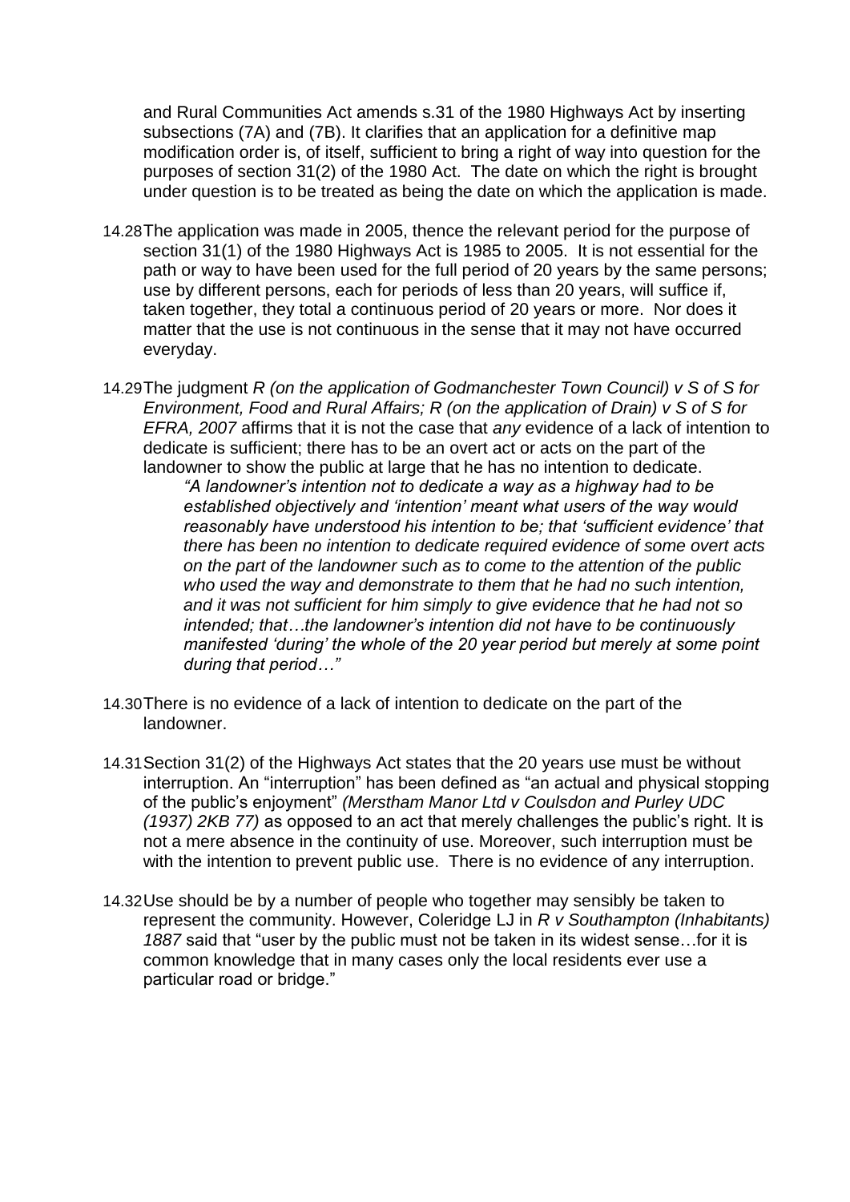and Rural Communities Act amends s.31 of the 1980 Highways Act by inserting subsections (7A) and (7B). It clarifies that an application for a definitive map modification order is, of itself, sufficient to bring a right of way into question for the purposes of section 31(2) of the 1980 Act. The date on which the right is brought under question is to be treated as being the date on which the application is made.

14.28 The application was made in 2005, thence the relevant period for the purpose of section 31(1) of the 1980 Highways Act is 1985 to 2005. It is not essential for the path or way to have been used for the full period of 20 years by the same persons; use by different persons, each for periods of less than 20 years, will suffice if, taken together, they total a continuous period of 20 years or more. Nor does it matter that the use is not continuous in the sense that it may not have occurred everyday.

14.29 The judgment *R (on the application of Godmanchester Town Council) v S of S for Environment, Food and Rural Affairs; R (on the application of Drain) v S of S for EFRA, 2007* affirms that it is not the case that *any* evidence of a lack of intention to dedicate is sufficient; there has to be an overt act or acts on the part of the landowner to show the public at large that he has no intention to dedicate.

> *"A landowner's intention not to dedicate a way as a highway had to be established objectively and 'intention' meant what users of the way would reasonably have understood his intention to be; that 'sufficient evidence' that there has been no intention to dedicate required evidence of some overt acts on the part of the landowner such as to come to the attention of the public who used the way and demonstrate to them that he had no such intention, and it was not sufficient for him simply to give evidence that he had not so intended; that…the landowner's intention did not have to be continuously manifested 'during' the whole of the 20 year period but merely at some point during that period…"*

14.30 There is no evidence of a lack of intention to dedicate on the part of the landowner.

14.31 Section 31(2) of the Highways Act states that the 20 years use must be without interruption. An "interruption" has been defined as "an actual and physical stopping of the public's enjoyment" *(Merstham Manor Ltd v Coulsdon and Purley UDC (1937) 2KB 77)* as opposed to an act that merely challenges the public's right. It is not a mere absence in the continuity of use. Moreover, such interruption must be with the intention to prevent public use. There is no evidence of any interruption.

14.32 Use should be by a number of people who together may sensibly be taken to represent the community. However, Coleridge LJ in *R v Southampton (Inhabitants) 1887* said that "user by the public must not be taken in its widest sense…for it is common knowledge that in many cases only the local residents ever use a particular road or bridge."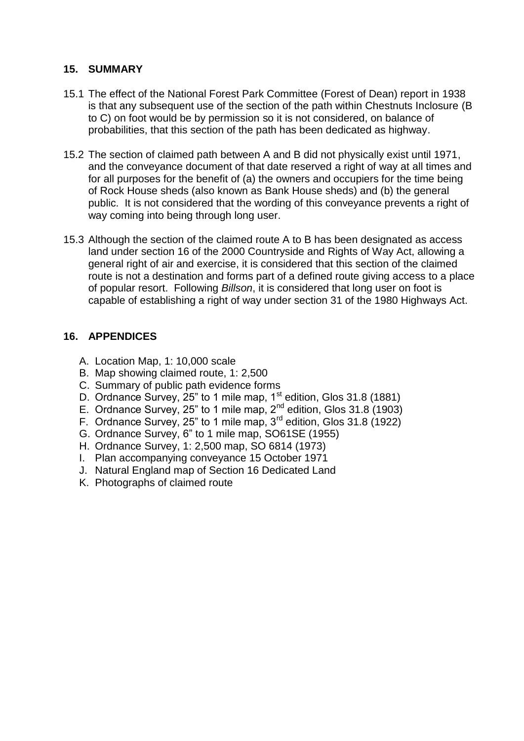## 15. SUMMARY

15.1 The effect of the National Forest Park Committee (Forest of Dean) report in 1938 is that any subsequent use of the section of the path within Chestnuts Inclosure (B to C) on foot would be by permission so it is not considered, on balance of probabilities, that this section of the path has been dedicated as highway.

15.2 The section of claimed path between A and B did not physically exist until 1971, and the conveyance document of that date reserved a right of way at all times and for all purposes for the benefit of (a) the owners and occupiers for the time being of Rock House sheds (also known as Bank House sheds) and (b) the general public. It is not considered that the wording of this conveyance prevents a right of way coming into being through long user.

15.3 Although the section of the claimed route A to B has been designated as access land under section 16 of the 2000 Countryside and Rights of Way Act, allowing a general right of air and exercise, it is considered that this section of the claimed route is not a destination and forms part of a defined route giving access to a place of popular resort. Following *Billson*, it is considered that long user on foot is capable of establishing a right of way under section 31 of the 1980 Highways Act.

## 16. APPENDICES

A. Location Map, 1: 10,000 scale
B. Map showing claimed route, 1: 2,500
C. Summary of public path evidence forms
D. Ordnance Survey, 25" to 1 mile map, 1st edition, Glos 31.8 (1881)
E. Ordnance Survey, 25" to 1 mile map, 2nd edition, Glos 31.8 (1903)
F. Ordnance Survey, 25" to 1 mile map, 3rd edition, Glos 31.8 (1922)
G. Ordnance Survey, 6" to 1 mile map, SO61SE (1955)
H. Ordnance Survey, 1: 2,500 map, SO 6814 (1973)
I. Plan accompanying conveyance 15 October 1971
J. Natural England map of Section 16 Dedicated Land
K. Photographs of claimed route